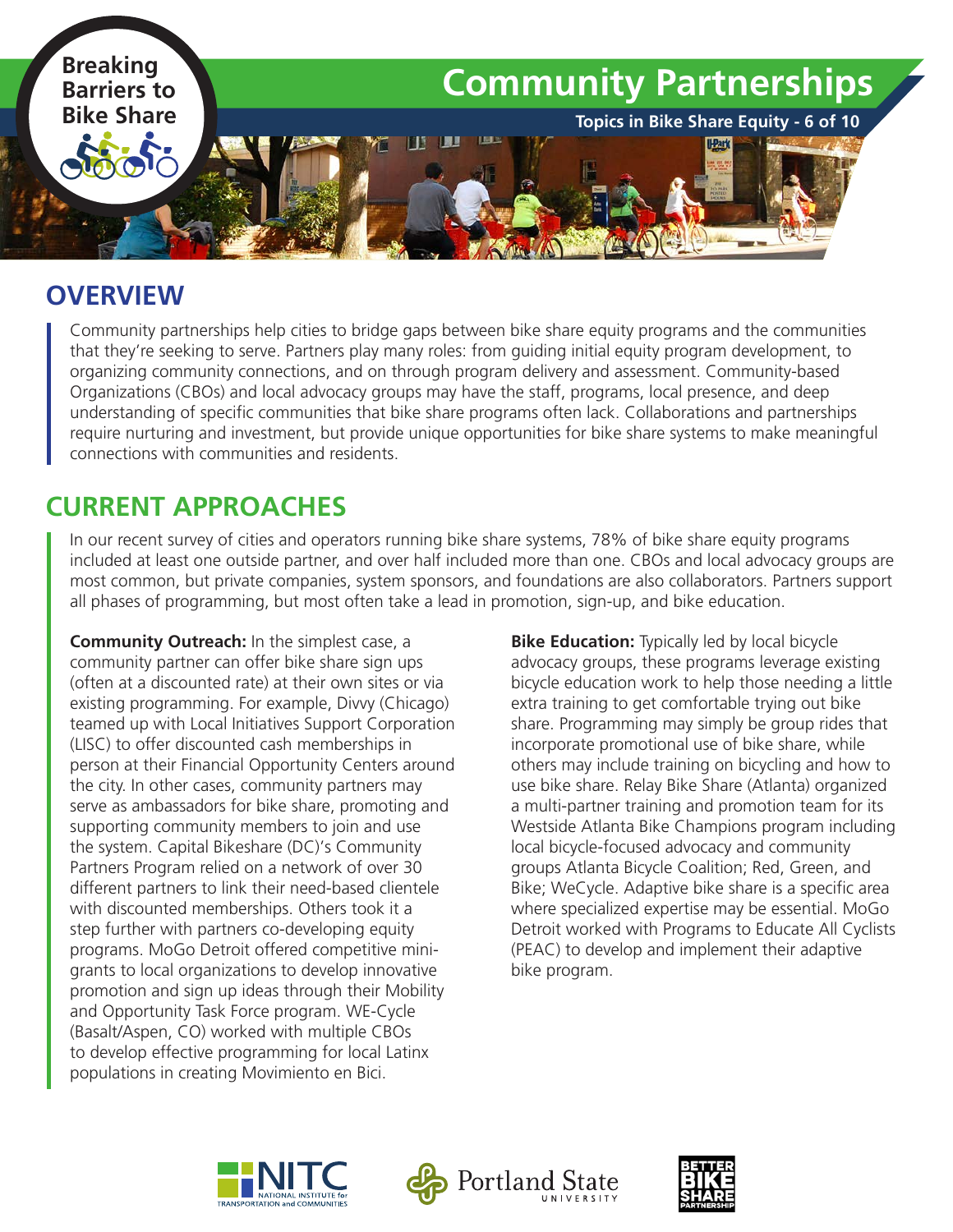# Community Partnerships

**Breaking Barriers to Bike Share**

**Topics in Bike Share Equity - 6 of 10**

## OVERVIEW

Community partnerships help cities to bridge gaps between bike share equity programs and the communities that they're seeking to serve. Partners play many roles: from guiding initial equity program development, to organizing community connections, and on through program delivery and assessment. Community-based Organizations (CBOs) and local advocacy groups may have the staff, programs, local presence, and deep understanding of specific communities that bike share programs often lack. Collaborations and partnerships require nurturing and investment, but provide unique opportunities for bike share systems to make meaningful connections with communities and residents.

## CURRENT APPROACHES

In our recent survey of cities and operators running bike share systems, 78% of bike share equity programs included at least one outside partner, and over half included more than one. CBOs and local advocacy groups are most common, but private companies, system sponsors, and foundations are also collaborators. Partners support all phases of programming, but most often take a lead in promotion, sign-up, and bike education.

**Community Outreach:** In the simplest case, a community partner can offer bike share sign ups (often at a discounted rate) at their own sites or via existing programming. For example, Divvy (Chicago) teamed up with Local Initiatives Support Corporation (LISC) to offer discounted cash memberships in person at their Financial Opportunity Centers around the city. In other cases, community partners may serve as ambassadors for bike share, promoting and supporting community members to join and use the system. Capital Bikeshare (DC)'s Community Partners Program relied on a network of over 30 different partners to link their need-based clientele with discounted memberships. Others took it a step further with partners co-developing equity programs. MoGo Detroit offered competitive mini-grants to local organizations to develop innovative promotion and sign up ideas through their Mobility and Opportunity Task Force program. WE-Cycle (Basalt/Aspen, CO) worked with multiple CBOs to develop effective programming for local Latinx populations in creating Movimiento en Bici.

**Bike Education:** Typically led by local bicycle advocacy groups, these programs leverage existing bicycle education work to help those needing a little extra training to get comfortable trying out bike share. Programming may simply be group rides that incorporate promotional use of bike share, while others may include training on bicycling and how to use bike share. Relay Bike Share (Atlanta) organized a multi-partner training and promotion team for its Westside Atlanta Bike Champions program including local bicycle-focused advocacy and community groups Atlanta Bicycle Coalition; Red, Green, and Bike; WeCycle. Adaptive bike share is a specific area where specialized expertise may be essential. MoGo Detroit worked with Programs to Educate All Cyclists (PEAC) to develop and implement their adaptive bike program.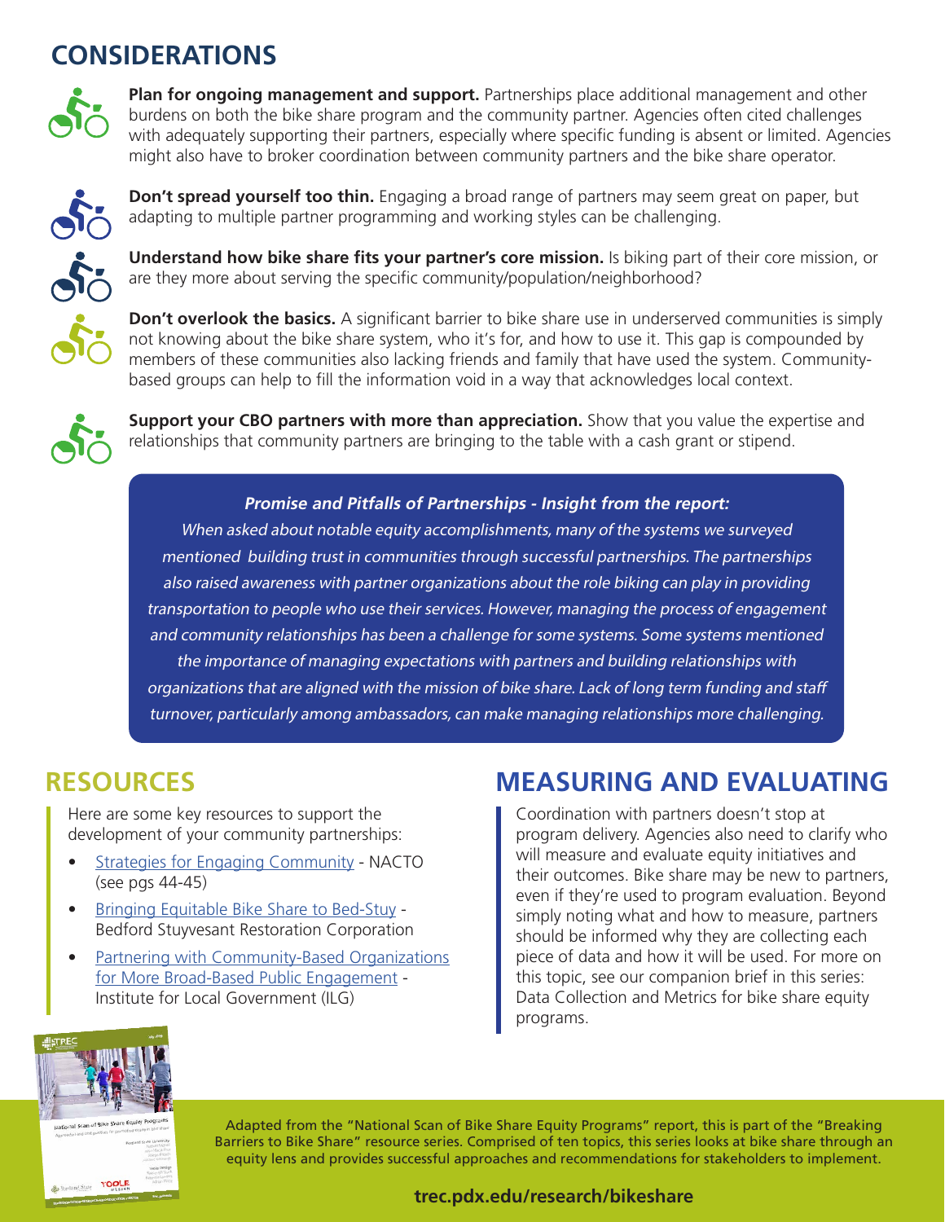## CONSIDERATIONS

**Plan for ongoing management and support.** Partnerships place additional management and other burdens on both the bike share program and the community partner. Agencies often cited challenges with adequately supporting their partners, especially where specific funding is absent or limited. Agencies might also have to broker coordination between community partners and the bike share operator.

**Don't spread yourself too thin.** Engaging a broad range of partners may seem great on paper, but adapting to multiple partner programming and working styles can be challenging.

**Understand how bike share fits your partner's core mission.** Is biking part of their core mission, or are they more about serving the specific community/population/neighborhood?

**Don't overlook the basics.** A significant barrier to bike share use in underserved communities is simply not knowing about the bike share system, who it's for, and how to use it. This gap is compounded by members of these communities also lacking friends and family that have used the system. Community-based groups can help to fill the information void in a way that acknowledges local context.

**Support your CBO partners with more than appreciation.** Show that you value the expertise and relationships that community partners are bringing to the table with a cash grant or stipend.

***Promise and Pitfalls of Partnerships - Insight from the report:***

*When asked about notable equity accomplishments, many of the systems we surveyed mentioned building trust in communities through successful partnerships. The partnerships also raised awareness with partner organizations about the role biking can play in providing transportation to people who use their services. However, managing the process of engagement and community relationships has been a challenge for some systems. Some systems mentioned the importance of managing expectations with partners and building relationships with organizations that are aligned with the mission of bike share. Lack of long term funding and staff turnover, particularly among ambassadors, can make managing relationships more challenging.*

## RESOURCES

Here are some key resources to support the development of your community partnerships:

- Strategies for Engaging Community - NACTO (see pgs 44-45)
- Bringing Equitable Bike Share to Bed-Stuy - Bedford Stuyvesant Restoration Corporation
- Partnering with Community-Based Organizations for More Broad-Based Public Engagement - Institute for Local Government (ILG)

## MEASURING AND EVALUATING

Coordination with partners doesn't stop at program delivery. Agencies also need to clarify who will measure and evaluate equity initiatives and their outcomes. Bike share may be new to partners, even if they're used to program evaluation. Beyond simply noting what and how to measure, partners should be informed why they are collecting each piece of data and how it will be used. For more on this topic, see our companion brief in this series: Data Collection and Metrics for bike share equity programs.

Adapted from the "National Scan of Bike Share Equity Programs" report, this is part of the "Breaking Barriers to Bike Share" resource series. Comprised of ten topics, this series looks at bike share through an equity lens and provides successful approaches and recommendations for stakeholders to implement.

**trec.pdx.edu/research/bikeshare**